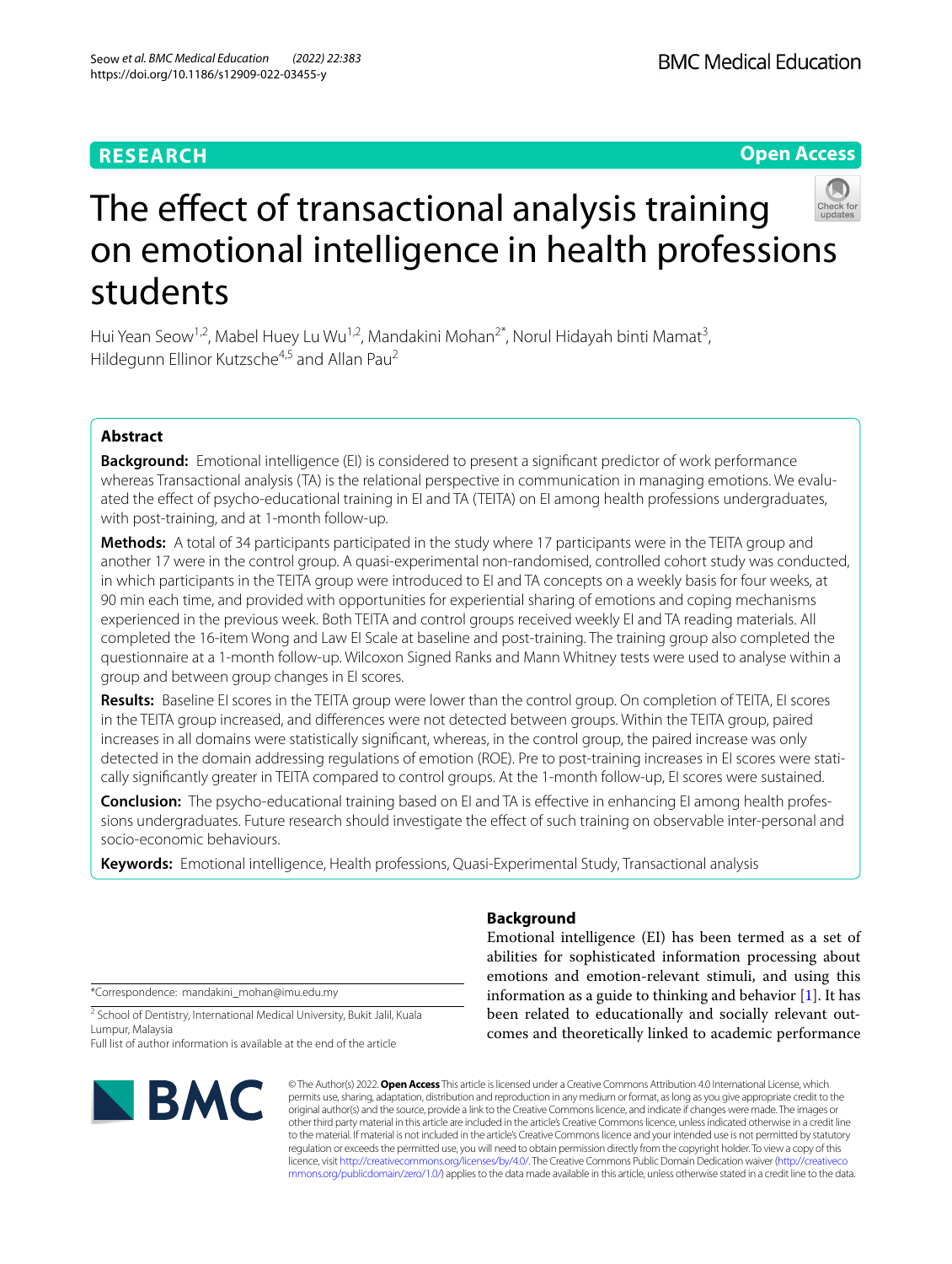RESEARCH

Open Access

# The effect of transactional analysis training on emotional intelligence in health professions students

Hui Yean Seow[1,2], Mabel Huey Lu Wu[1,2], Mandakini Mohan[2*], Norul Hidayah binti Mamat[3], Hildegunn Ellinor Kutzsche[4,5] and Allan Pau[2]

## Abstract

**Background:** Emotional intelligence (EI) is considered to present a significant predictor of work performance whereas Transactional analysis (TA) is the relational perspective in communication in managing emotions. We evaluated the effect of psycho-educational training in EI and TA (TEITA) on EI among health professions undergraduates, with post-training, and at 1-month follow-up.

**Methods:** A total of 34 participants participated in the study where 17 participants were in the TEITA group and another 17 were in the control group. A quasi-experimental non-randomised, controlled cohort study was conducted, in which participants in the TEITA group were introduced to EI and TA concepts on a weekly basis for four weeks, at 90 min each time, and provided with opportunities for experiential sharing of emotions and coping mechanisms experienced in the previous week. Both TEITA and control groups received weekly EI and TA reading materials. All completed the 16-item Wong and Law EI Scale at baseline and post-training. The training group also completed the questionnaire at a 1-month follow-up. Wilcoxon Signed Ranks and Mann Whitney tests were used to analyse within a group and between group changes in EI scores.

**Results:** Baseline EI scores in the TEITA group were lower than the control group. On completion of TEITA, EI scores in the TEITA group increased, and differences were not detected between groups. Within the TEITA group, paired increases in all domains were statistically significant, whereas, in the control group, the paired increase was only detected in the domain addressing regulations of emotion (ROE). Pre to post-training increases in EI scores were statistically significantly greater in TEITA compared to control groups. At the 1-month follow-up, EI scores were sustained.

**Conclusion:** The psycho-educational training based on EI and TA is effective in enhancing EI among health professions undergraduates. Future research should investigate the effect of such training on observable inter-personal and socio-economic behaviours.

**Keywords:** Emotional intelligence, Health professions, Quasi-Experimental Study, Transactional analysis

## Background

Emotional intelligence (EI) has been termed as a set of abilities for sophisticated information processing about emotions and emotion-relevant stimuli, and using this information as a guide to thinking and behavior [1]. It has been related to educationally and socially relevant outcomes and theoretically linked to academic performance

*Correspondence: mandakini_mohan@imu.edu.my

[2] School of Dentistry, International Medical University, Bukit Jalil, Kuala Lumpur, Malaysia

Full list of author information is available at the end of the article

© The Author(s) 2022. **Open Access** This article is licensed under a Creative Commons Attribution 4.0 International License, which permits use, sharing, adaptation, distribution and reproduction in any medium or format, as long as you give appropriate credit to the original author(s) and the source, provide a link to the Creative Commons licence, and indicate if changes were made. The images or other third party material in this article are included in the article's Creative Commons licence, unless indicated otherwise in a credit line to the material. If material is not included in the article's Creative Commons licence and your intended use is not permitted by statutory regulation or exceeds the permitted use, you will need to obtain permission directly from the copyright holder. To view a copy of this licence, visit http://creativecommons.org/licenses/by/4.0/. The Creative Commons Public Domain Dedication waiver (http://creativecommons.org/publicdomain/zero/1.0/) applies to the data made available in this article, unless otherwise stated in a credit line to the data.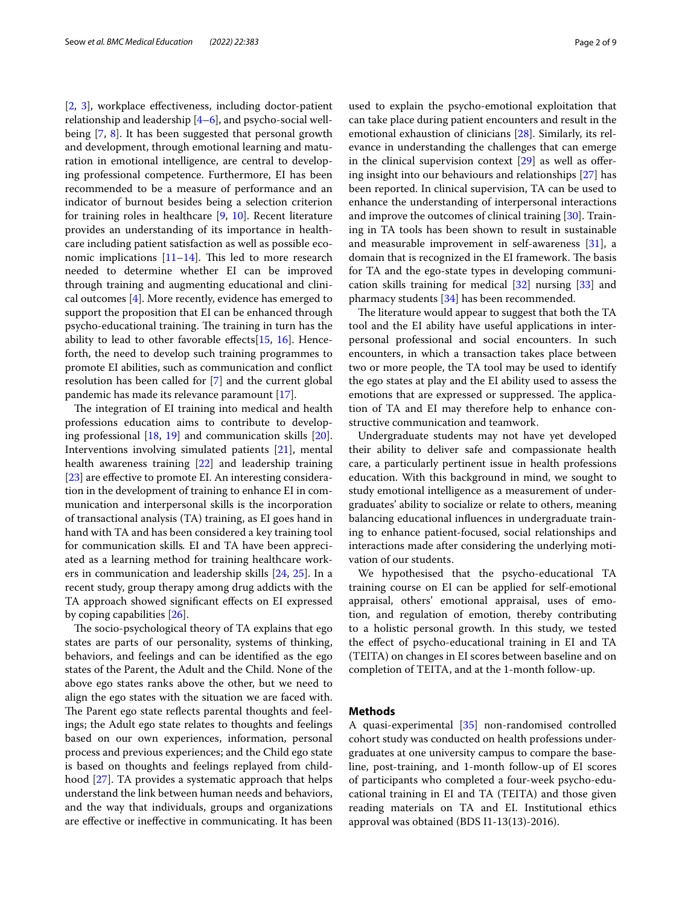[2, 3], workplace effectiveness, including doctor-patient relationship and leadership [4–6], and psycho-social well-being [7, 8]. It has been suggested that personal growth and development, through emotional learning and maturation in emotional intelligence, are central to developing professional competence. Furthermore, EI has been recommended to be a measure of performance and an indicator of burnout besides being a selection criterion for training roles in healthcare [9, 10]. Recent literature provides an understanding of its importance in healthcare including patient satisfaction as well as possible economic implications [11–14]. This led to more research needed to determine whether EI can be improved through training and augmenting educational and clinical outcomes [4]. More recently, evidence has emerged to support the proposition that EI can be enhanced through psycho-educational training. The training in turn has the ability to lead to other favorable effects[15, 16]. Henceforth, the need to develop such training programmes to promote EI abilities, such as communication and conflict resolution has been called for [7] and the current global pandemic has made its relevance paramount [17].

The integration of EI training into medical and health professions education aims to contribute to developing professional [18, 19] and communication skills [20]. Interventions involving simulated patients [21], mental health awareness training [22] and leadership training [23] are effective to promote EI. An interesting consideration in the development of training to enhance EI in communication and interpersonal skills is the incorporation of transactional analysis (TA) training, as EI goes hand in hand with TA and has been considered a key training tool for communication skills. EI and TA have been appreciated as a learning method for training healthcare workers in communication and leadership skills [24, 25]. In a recent study, group therapy among drug addicts with the TA approach showed significant effects on EI expressed by coping capabilities [26].

The socio-psychological theory of TA explains that ego states are parts of our personality, systems of thinking, behaviors, and feelings and can be identified as the ego states of the Parent, the Adult and the Child. None of the above ego states ranks above the other, but we need to align the ego states with the situation we are faced with. The Parent ego state reflects parental thoughts and feelings; the Adult ego state relates to thoughts and feelings based on our own experiences, information, personal process and previous experiences; and the Child ego state is based on thoughts and feelings replayed from childhood [27]. TA provides a systematic approach that helps understand the link between human needs and behaviors, and the way that individuals, groups and organizations are effective or ineffective in communicating. It has been used to explain the psycho-emotional exploitation that can take place during patient encounters and result in the emotional exhaustion of clinicians [28]. Similarly, its relevance in understanding the challenges that can emerge in the clinical supervision context [29] as well as offering insight into our behaviours and relationships [27] has been reported. In clinical supervision, TA can be used to enhance the understanding of interpersonal interactions and improve the outcomes of clinical training [30]. Training in TA tools has been shown to result in sustainable and measurable improvement in self-awareness [31], a domain that is recognized in the EI framework. The basis for TA and the ego-state types in developing communication skills training for medical [32] nursing [33] and pharmacy students [34] has been recommended.

The literature would appear to suggest that both the TA tool and the EI ability have useful applications in interpersonal professional and social encounters. In such encounters, in which a transaction takes place between two or more people, the TA tool may be used to identify the ego states at play and the EI ability used to assess the emotions that are expressed or suppressed. The application of TA and EI may therefore help to enhance constructive communication and teamwork.

Undergraduate students may not have yet developed their ability to deliver safe and compassionate health care, a particularly pertinent issue in health professions education. With this background in mind, we sought to study emotional intelligence as a measurement of undergraduates' ability to socialize or relate to others, meaning balancing educational influences in undergraduate training to enhance patient-focused, social relationships and interactions made after considering the underlying motivation of our students.

We hypothesised that the psycho-educational TA training course on EI can be applied for self-emotional appraisal, others' emotional appraisal, uses of emotion, and regulation of emotion, thereby contributing to a holistic personal growth. In this study, we tested the effect of psycho-educational training in EI and TA (TEITA) on changes in EI scores between baseline and on completion of TEITA, and at the 1-month follow-up.

## Methods

A quasi-experimental [35] non-randomised controlled cohort study was conducted on health professions undergraduates at one university campus to compare the baseline, post-training, and 1-month follow-up of EI scores of participants who completed a four-week psycho-educational training in EI and TA (TEITA) and those given reading materials on TA and EI. Institutional ethics approval was obtained (BDS I1-13(13)-2016).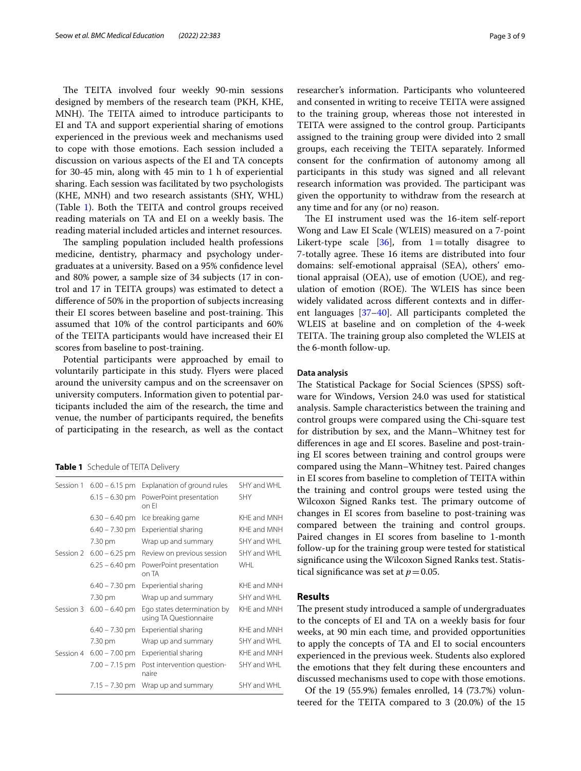The TEITA involved four weekly 90-min sessions designed by members of the research team (PKH, KHE, MNH). The TEITA aimed to introduce participants to EI and TA and support experiential sharing of emotions experienced in the previous week and mechanisms used to cope with those emotions. Each session included a discussion on various aspects of the EI and TA concepts for 30-45 min, along with 45 min to 1 h of experiential sharing. Each session was facilitated by two psychologists (KHE, MNH) and two research assistants (SHY, WHL) (Table 1). Both the TEITA and control groups received reading materials on TA and EI on a weekly basis. The reading material included articles and internet resources.

The sampling population included health professions medicine, dentistry, pharmacy and psychology undergraduates at a university. Based on a 95% confidence level and 80% power, a sample size of 34 subjects (17 in control and 17 in TEITA groups) was estimated to detect a difference of 50% in the proportion of subjects increasing their EI scores between baseline and post-training. This assumed that 10% of the control participants and 60% of the TEITA participants would have increased their EI scores from baseline to post-training.

Potential participants were approached by email to voluntarily participate in this study. Flyers were placed around the university campus and on the screensaver on university computers. Information given to potential participants included the aim of the research, the time and venue, the number of participants required, the benefits of participating in the research, as well as the contact researcher's information. Participants who volunteered and consented in writing to receive TEITA were assigned to the training group, whereas those not interested in TEITA were assigned to the control group. Participants assigned to the training group were divided into 2 small groups, each receiving the TEITA separately. Informed consent for the confirmation of autonomy among all participants in this study was signed and all relevant research information was provided. The participant was given the opportunity to withdraw from the research at any time and for any (or no) reason.

**Table 1** Schedule of TEITA Delivery

| | | | |
|---|---|---|---|
| Session 1 | 6.00 – 6.15 pm | Explanation of ground rules | SHY and WHL |
| | 6.15 – 6.30 pm | PowerPoint presentation on EI | SHY |
| | 6.30 – 6.40 pm | Ice breaking game | KHE and MNH |
| | 6.40 – 7.30 pm | Experiential sharing | KHE and MNH |
| | 7.30 pm | Wrap up and summary | SHY and WHL |
| Session 2 | 6.00 – 6.25 pm | Review on previous session | SHY and WHL |
| | 6.25 – 6.40 pm | PowerPoint presentation on TA | WHL |
| | 6.40 – 7.30 pm | Experiential sharing | KHE and MNH |
| | 7.30 pm | Wrap up and summary | SHY and WHL |
| Session 3 | 6.00 – 6.40 pm | Ego states determination by using TA Questionnaire | KHE and MNH |
| | 6.40 – 7.30 pm | Experiential sharing | KHE and MNH |
| | 7.30 pm | Wrap up and summary | SHY and WHL |
| Session 4 | 6.00 – 7.00 pm | Experiential sharing | KHE and MNH |
| | 7.00 – 7.15 pm | Post intervention questionnaire | SHY and WHL |
| | 7.15 – 7.30 pm | Wrap up and summary | SHY and WHL |

The EI instrument used was the 16-item self-report Wong and Law EI Scale (WLEIS) measured on a 7-point Likert-type scale [36], from 1 = totally disagree to 7-totally agree. These 16 items are distributed into four domains: self-emotional appraisal (SEA), others' emotional appraisal (OEA), use of emotion (UOE), and regulation of emotion (ROE). The WLEIS has since been widely validated across different contexts and in different languages [37–40]. All participants completed the WLEIS at baseline and on completion of the 4-week TEITA. The training group also completed the WLEIS at the 6-month follow-up.

### Data analysis

The Statistical Package for Social Sciences (SPSS) software for Windows, Version 24.0 was used for statistical analysis. Sample characteristics between the training and control groups were compared using the Chi-square test for distribution by sex, and the Mann–Whitney test for differences in age and EI scores. Baseline and post-training EI scores between training and control groups were compared using the Mann–Whitney test. Paired changes in EI scores from baseline to completion of TEITA within the training and control groups were tested using the Wilcoxon Signed Ranks test. The primary outcome of changes in EI scores from baseline to post-training was compared between the training and control groups. Paired changes in EI scores from baseline to 1-month follow-up for the training group were tested for statistical significance using the Wilcoxon Signed Ranks test. Statistical significance was set at $p = 0.05$.

## Results

The present study introduced a sample of undergraduates to the concepts of EI and TA on a weekly basis for four weeks, at 90 min each time, and provided opportunities to apply the concepts of TA and EI to social encounters experienced in the previous week. Students also explored the emotions that they felt during these encounters and discussed mechanisms used to cope with those emotions.

Of the 19 (55.9%) females enrolled, 14 (73.7%) volunteered for the TEITA compared to 3 (20.0%) of the 15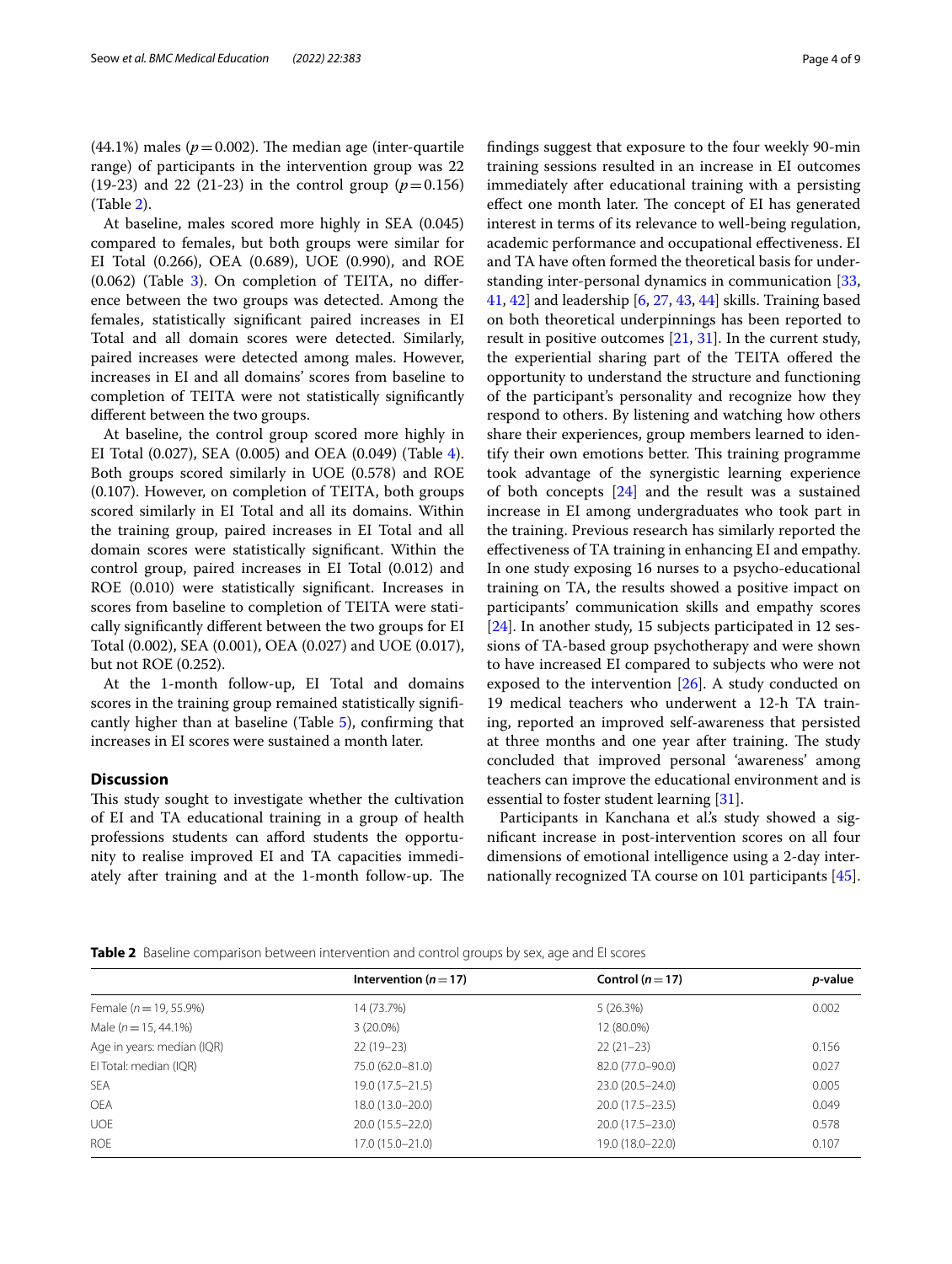(44.1%) males ($p = 0.002$). The median age (inter-quartile range) of participants in the intervention group was 22 (19-23) and 22 (21-23) in the control group ($p = 0.156$) (Table 2).

At baseline, males scored more highly in SEA (0.045) compared to females, but both groups were similar for EI Total (0.266), OEA (0.689), UOE (0.990), and ROE (0.062) (Table 3). On completion of TEITA, no difference between the two groups was detected. Among the females, statistically significant paired increases in EI Total and all domain scores were detected. Similarly, paired increases were detected among males. However, increases in EI and all domains' scores from baseline to completion of TEITA were not statistically significantly different between the two groups.

At baseline, the control group scored more highly in EI Total (0.027), SEA (0.005) and OEA (0.049) (Table 4). Both groups scored similarly in UOE (0.578) and ROE (0.107). However, on completion of TEITA, both groups scored similarly in EI Total and all its domains. Within the training group, paired increases in EI Total and all domain scores were statistically significant. Within the control group, paired increases in EI Total (0.012) and ROE (0.010) were statistically significant. Increases in scores from baseline to completion of TEITA were statically significantly different between the two groups for EI Total (0.002), SEA (0.001), OEA (0.027) and UOE (0.017), but not ROE (0.252).

At the 1-month follow-up, EI Total and domains scores in the training group remained statistically significantly higher than at baseline (Table 5), confirming that increases in EI scores were sustained a month later.

## Discussion

This study sought to investigate whether the cultivation of EI and TA educational training in a group of health professions students can afford students the opportunity to realise improved EI and TA capacities immediately after training and at the 1-month follow-up. The findings suggest that exposure to the four weekly 90-min training sessions resulted in an increase in EI outcomes immediately after educational training with a persisting effect one month later. The concept of EI has generated interest in terms of its relevance to well-being regulation, academic performance and occupational effectiveness. EI and TA have often formed the theoretical basis for understanding inter-personal dynamics in communication [33, 41, 42] and leadership [6, 27, 43, 44] skills. Training based on both theoretical underpinnings has been reported to result in positive outcomes [21, 31]. In the current study, the experiential sharing part of the TEITA offered the opportunity to understand the structure and functioning of the participant's personality and recognize how they respond to others. By listening and watching how others share their experiences, group members learned to identify their own emotions better. This training programme took advantage of the synergistic learning experience of both concepts [24] and the result was a sustained increase in EI among undergraduates who took part in the training. Previous research has similarly reported the effectiveness of TA training in enhancing EI and empathy. In one study exposing 16 nurses to a psycho-educational training on TA, the results showed a positive impact on participants' communication skills and empathy scores [24]. In another study, 15 subjects participated in 12 sessions of TA-based group psychotherapy and were shown to have increased EI compared to subjects who were not exposed to the intervention [26]. A study conducted on 19 medical teachers who underwent a 12-h TA training, reported an improved self-awareness that persisted at three months and one year after training. The study concluded that improved personal 'awareness' among teachers can improve the educational environment and is essential to foster student learning [31].

Participants in Kanchana et al.'s study showed a significant increase in post-intervention scores on all four dimensions of emotional intelligence using a 2-day internationally recognized TA course on 101 participants [45].

**Table 2** Baseline comparison between intervention and control groups by sex, age and EI scores

| | Intervention ($n = 17$) | Control ($n = 17$) | *p*-value |
|---|---|---|---|
| Female ($n = 19$, 55.9%) | 14 (73.7%) | 5 (26.3%) | 0.002 |
| Male ($n = 15$, 44.1%) | 3 (20.0%) | 12 (80.0%) | |
| Age in years: median (IQR) | 22 (19–23) | 22 (21–23) | 0.156 |
| EI Total: median (IQR) | 75.0 (62.0–81.0) | 82.0 (77.0–90.0) | 0.027 |
| SEA | 19.0 (17.5–21.5) | 23.0 (20.5–24.0) | 0.005 |
| OEA | 18.0 (13.0–20.0) | 20.0 (17.5–23.5) | 0.049 |
| UOE | 20.0 (15.5–22.0) | 20.0 (17.5–23.0) | 0.578 |
| ROE | 17.0 (15.0–21.0) | 19.0 (18.0–22.0) | 0.107 |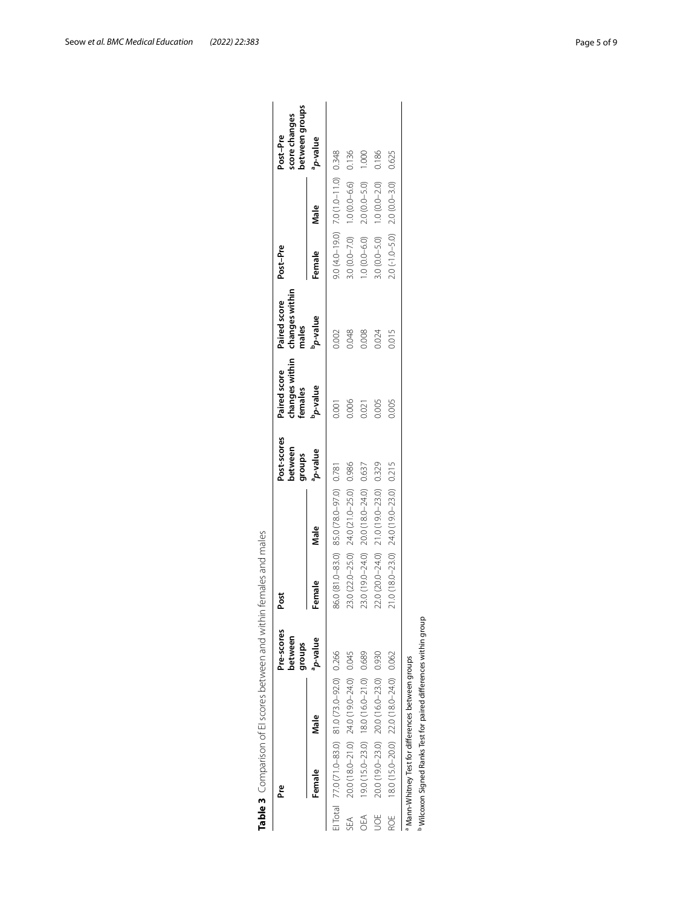**Table 3** Comparison of EI scores between and within females and males

| | Pre | | Pre-scores between groups | Post | | Post-scores between groups | Paired score changes within females | Paired score changes within males | Post–Pre | | Post–Pre score changes between groups |
|---|---|---|---|---|---|---|---|---|---|---|---|
| | Female | Male | [a]*p*-value | Female | Male | [a]*p*-value | [b]*p*-value | [b]*p*-value | Female | Male | [a]*p*-value |
| EI Total | 77.0 (71.0–83.0) | 81.0 (73.0–92.0) | 0.266 | 86.0 (81.0–83.0) | 85.0 (78.0–97.0) | 0.781 | 0.001 | 0.002 | 9.0 (4.0–19.0) | 7.0 (1.0–11.0) | 0.348 |
| SEA | 20.0 (18.0–21.0) | 24.0 (19.0–24.0) | 0.045 | 23.0 (22.0–25.0) | 24.0 (21.0–25.0) | 0.986 | 0.006 | 0.048 | 3.0 (0.0–7.0) | 1.0 (0.0–6.6) | 0.136 |
| OEA | 19.0 (15.0–23.0) | 18.0 (16.0–21.0) | 0.689 | 23.0 (19.0–24.0) | 20.0 (18.0–24.0) | 0.637 | 0.021 | 0.008 | 1.0 (0.0–6.0) | 2.0 (0.0–5.0) | 1.000 |
| UOE | 20.0 (19.0–23.0) | 20.0 (16.0–23.0) | 0.930 | 22.0 (20.0–24.0) | 21.0 (19.0–23.0) | 0.329 | 0.005 | 0.024 | 3.0 (0.0–5.0) | 1.0 (0.0–2.0) | 0.186 |
| ROE | 18.0 (15.0–20.0) | 22.0 (18.0–24.0) | 0.062 | 21.0 (18.0–23.0) | 24.0 (19.0–23.0) | 0.215 | 0.005 | 0.015 | 2.0 (-1.0–5.0) | 2.0 (0.0–3.0) | 0.625 |

[a] Mann-Whitney Test for differences between groups

[b] Wilcoxon Signed Ranks Test for paired differences within group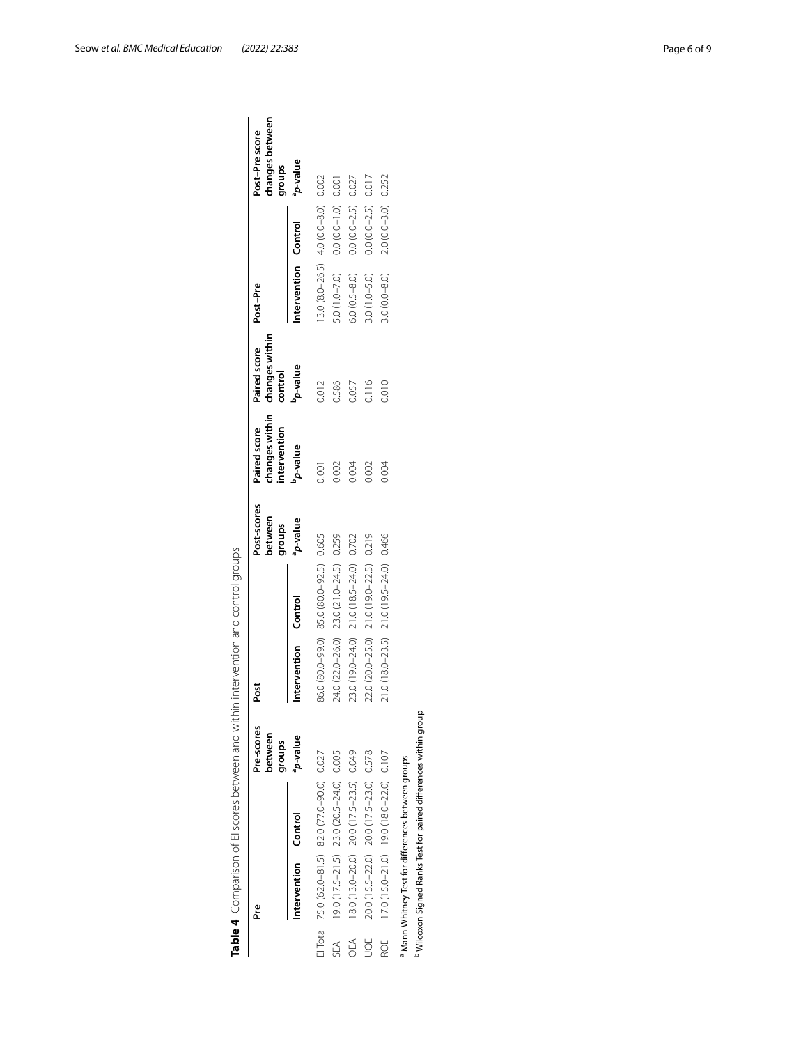**Table 4** Comparison of EI scores between and within intervention and control groups

| | Pre | | Pre-scores between groups | Post | | Post-scores between groups | Paired score changes within intervention | Paired score changes within control | Post–Pre | | Post–Pre score changes between groups |
|---|---|---|---|---|---|---|---|---|---|---|---|
| | Intervention | Control | [a]p-value | Intervention | Control | [a]p-value | [b]p-value | [b]p-value | Intervention | Control | [a]p-value |
| EI Total | 75.0 (62.0–81.5) | 82.0 (77.0–90.0) | 0.027 | 86.0 (80.0–99.0) | 85.0 (80.0–92.5) | 0.605 | 0.001 | 0.012 | 13.0 (8.0–26.5) | 4.0 (0.0–8.0) | 0.002 |
| SEA | 19.0 (17.5–21.5) | 23.0 (20.5–24.0) | 0.005 | 24.0 (22.0–26.0) | 23.0 (21.0–24.5) | 0.259 | 0.002 | 0.586 | 5.0 (1.0–7.0) | 0.0 (0.0–1.0) | 0.001 |
| OEA | 18.0 (13.0–20.0) | 20.0 (17.5–23.5) | 0.049 | 23.0 (19.0–24.0) | 21.0 (18.5–24.0) | 0.702 | 0.004 | 0.057 | 6.0 (0.5–8.0) | 0.0 (0.0–2.5) | 0.027 |
| UOE | 20.0 (15.5–22.0) | 20.0 (17.5–23.0) | 0.578 | 22.0 (20.0–25.0) | 21.0 (19.0–22.5) | 0.219 | 0.002 | 0.116 | 3.0 (1.0–5.0) | 0.0 (0.0–2.5) | 0.017 |
| ROE | 17.0 (15.0–21.0) | 19.0 (18.0–22.0) | 0.107 | 21.0 (18.0–23.5) | 21.0 (19.5–24.0) | 0.466 | 0.004 | 0.010 | 3.0 (0.0–8.0) | 2.0 (0.0–3.0) | 0.252 |

[a] Mann-Whitney Test for differences between groups

[b] Wilcoxon Signed Ranks Test for paired differences within group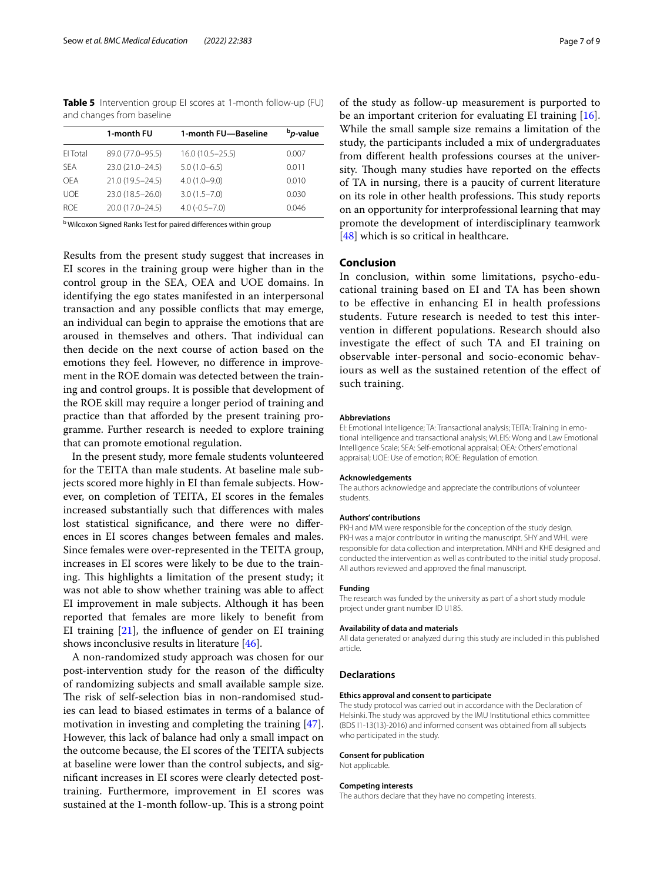**Table 5** Intervention group EI scores at 1-month follow-up (FU) and changes from baseline

| | 1-month FU | 1-month FU—Baseline | [b]*p*-value |
|---|---|---|---|
| EI Total | 89.0 (77.0–95.5) | 16.0 (10.5–25.5) | 0.007 |
| SEA | 23.0 (21.0–24.5) | 5.0 (1.0–6.5) | 0.011 |
| OEA | 21.0 (19.5–24.5) | 4.0 (1.0–9.0) | 0.010 |
| UOE | 23.0 (18.5–26.0) | 3.0 (1.5–7.0) | 0.030 |
| ROE | 20.0 (17.0–24.5) | 4.0 (-0.5–7.0) | 0.046 |

[b] Wilcoxon Signed Ranks Test for paired differences within group

Results from the present study suggest that increases in EI scores in the training group were higher than in the control group in the SEA, OEA and UOE domains. In identifying the ego states manifested in an interpersonal transaction and any possible conflicts that may emerge, an individual can begin to appraise the emotions that are aroused in themselves and others. That individual can then decide on the next course of action based on the emotions they feel. However, no difference in improvement in the ROE domain was detected between the training and control groups. It is possible that development of the ROE skill may require a longer period of training and practice than that afforded by the present training programme. Further research is needed to explore training that can promote emotional regulation.

In the present study, more female students volunteered for the TEITA than male students. At baseline male subjects scored more highly in EI than female subjects. However, on completion of TEITA, EI scores in the females increased substantially such that differences with males lost statistical significance, and there were no differences in EI scores changes between females and males. Since females were over-represented in the TEITA group, increases in EI scores were likely to be due to the training. This highlights a limitation of the present study; it was not able to show whether training was able to affect EI improvement in male subjects. Although it has been reported that females are more likely to benefit from EI training [21], the influence of gender on EI training shows inconclusive results in literature [46].

A non-randomized study approach was chosen for our post-intervention study for the reason of the difficulty of randomizing subjects and small available sample size. The risk of self-selection bias in non-randomised studies can lead to biased estimates in terms of a balance of motivation in investing and completing the training [47]. However, this lack of balance had only a small impact on the outcome because, the EI scores of the TEITA subjects at baseline were lower than the control subjects, and significant increases in EI scores were clearly detected post-training. Furthermore, improvement in EI scores was sustained at the 1-month follow-up. This is a strong point of the study as follow-up measurement is purported to be an important criterion for evaluating EI training [16]. While the small sample size remains a limitation of the study, the participants included a mix of undergraduates from different health professions courses at the university. Though many studies have reported on the effects of TA in nursing, there is a paucity of current literature on its role in other health professions. This study reports on an opportunity for interprofessional learning that may promote the development of interdisciplinary teamwork [48] which is so critical in healthcare.

## Conclusion

In conclusion, within some limitations, psycho-educational training based on EI and TA has been shown to be effective in enhancing EI in health professions students. Future research is needed to test this intervention in different populations. Research should also investigate the effect of such TA and EI training on observable inter-personal and socio-economic behaviours as well as the sustained retention of the effect of such training.

#### Abbreviations

EI: Emotional Intelligence; TA: Transactional analysis; TEITA: Training in emotional intelligence and transactional analysis; WLEIS: Wong and Law Emotional Intelligence Scale; SEA: Self-emotional appraisal; OEA: Others' emotional appraisal; UOE: Use of emotion; ROE: Regulation of emotion.

#### Acknowledgements

The authors acknowledge and appreciate the contributions of volunteer students.

#### Authors' contributions

PKH and MM were responsible for the conception of the study design. PKH was a major contributor in writing the manuscript. SHY and WHL were responsible for data collection and interpretation. MNH and KHE designed and conducted the intervention as well as contributed to the initial study proposal. All authors reviewed and approved the final manuscript.

#### Funding

The research was funded by the university as part of a short study module project under grant number ID IJ185.

#### Availability of data and materials

All data generated or analyzed during this study are included in this published article.

### Declarations

#### Ethics approval and consent to participate

The study protocol was carried out in accordance with the Declaration of Helsinki. The study was approved by the IMU Institutional ethics committee (BDS I1-13(13)-2016) and informed consent was obtained from all subjects who participated in the study.

#### Consent for publication

Not applicable.

#### Competing interests

The authors declare that they have no competing interests.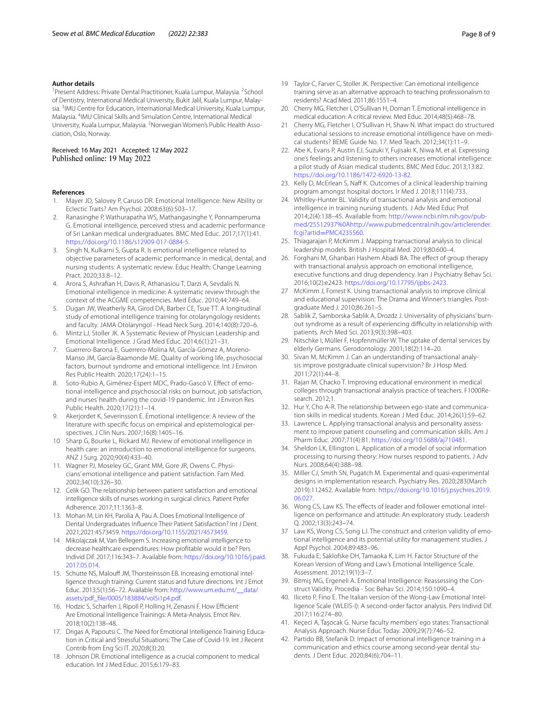### Author details

[1]Present Address: Private Dental Practitioner, Kuala Lumpur, Malaysia. [2]School of Dentistry, International Medical University, Bukit Jalil, Kuala Lumpur, Malaysia. [3]IMU Centre for Education, International Medical University, Kuala Lumpur, Malaysia. [4]IMU Clinical Skills and Simulation Centre, International Medical University, Kuala Lumpur, Malaysia. [5]Norwegian Women's Public Health Association, Oslo, Norway.

Received: 16 May 2021 Accepted: 12 May 2022
Published online: 19 May 2022

### References

1. Mayer JD, Salovey P, Caruso DR. Emotional Intelligence: New Ability or Eclectic Traits? Am Psychol. 2008;63(6):503–17.
2. Ranasinghe P, Wathurapatha WS, Mathangasinghe Y, Ponnamperuma G. Emotional intelligence, perceived stress and academic performance of Sri Lankan medical undergraduates. BMC Med Educ. 2017;17(1):41. https://doi.org/10.1186/s12909-017-0884-5.
3. Singh N, Kulkarni S, Gupta R. Is emotional intelligence related to objective parameters of academic performance in medical, dental, and nursing students: A systematic review. Educ Health: Change Learning Pract. 2020;33:8–12.
4. Arora S, Ashrafian H, Davis R, Athanasiou T, Darzi A, Sevdalis N. Emotional intelligence in medicine: A systematic review through the context of the ACGME competencies. Med Educ. 2010;44:749–64.
5. Dugan JW, Weatherly RA, Girod DA, Barber CE, Tsue TT. A longitudinal study of emotional intelligence training for otolaryngology residents and faculty. JAMA Otolaryngol - Head Neck Surg. 2014;140(8):720–6.
6. Mintz LJ, Stoller JK. A Systematic Review of Physician Leadership and Emotional Intelligence. J Grad Med Educ. 2014;6(1):21–31.
7. Guerrero-Barona E, Guerrero-Molina M, García-Gómez A, Moreno-Manso JM, García-Baamonde ME. Quality of working life, psychosocial factors, burnout syndrome and emotional intelligence. Int J Environ Res Public Health. 2020;17(24):1–15.
8. Soto-Rubio A, Giménez-Espert MDC, Prado-Gascó V. Effect of emotional intelligence and psychosocial risks on burnout, job satisfaction, and nurses' health during the covid-19 pandemic. Int J Environ Res Public Health. 2020;17(21):1–14.
9. Akerjordet K, Severinsson E. Emotional intelligence: A review of the literature with specific focus on empirical and epistemological perspectives. J Clin Nurs. 2007;16(8):1405–16.
10. Sharp G, Bourke L, Rickard MJ. Review of emotional intelligence in health care: an introduction to emotional intelligence for surgeons. ANZ J Surg. 2020;90(4):433–40.
11. Wagner PJ, Moseley GC, Grant MM, Gore JR, Owens C. Physicians' emotional intelligence and patient satisfaction. Fam Med. 2002;34(10):326–30.
12. Celik GO. The relationship between patient satisfaction and emotional intelligence skills of nurses working in surgical clinics. Patient Prefer Adherence. 2017;11:1363–8.
13. Mohan M, Lin KH, Parolia A, Pau A. Does Emotional Intelligence of Dental Undergraduates Influence Their Patient Satisfaction? Int J Dent. 2021;2021:4573459. https://doi.org/10.1155/2021/4573459.
14. Mikolajczak M, Van Bellegem S. Increasing emotional intelligence to decrease healthcare expenditures: How profitable would it be? Pers Individ Dif. 2017;116:343–7. Available from: https://doi.org/10.1016/j.paid.2017.05.014.
15. Schutte NS, Malouff JM, Thorsteinsson EB. Increasing emotional intelligence through training: Current status and future directions. Int J Emot Educ. 2013;5(1):56–72. Available from: http://www.um.edu.mt/__data/assets/pdf_file/0005/183884/vol5i1p4.pdf.
16. Hodzic S, Scharfen J, Ripoll P, Holling H, Zenasni F. How Efficient Are Emotional Intelligence Trainings: A Meta-Analysis. Emot Rev. 2018;10(2):138–48.
17. Drigas A, Papoutsi C. The Need for Emotional Intelligence Training Education in Critical and Stressful Situations: The Case of Covid-19. Int J Recent Contrib from Eng Sci IT. 2020;8(3):20.
18. Johnson DR. Emotional intelligence as a crucial component to medical education. Int J Med Educ. 2015;6:179–83.
19. Taylor C, Farver C, Stoller JK. Perspective: Can emotional intelligence training serve as an alternative approach to teaching professionalism to residents? Acad Med. 2011;86:1551–4.
20. Cherry MG, Fletcher I, O'Sullivan H, Dornan T. Emotional intelligence in medical education: A critical review. Med Educ. 2014;48(5):468–78.
21. Cherry MG, Fletcher I, O'Sullivan H, Shaw N. What impact do structured educational sessions to increase emotional intelligence have on medical students? BEME Guide No. 17. Med Teach. 2012;34(1):11–9.
22. Abe K, Evans P, Austin EJ, Suzuki Y, Fujisaki K, Niwa M, et al. Expressing one's feelings and listening to others increases emotional intelligence: a pilot study of Asian medical students. BMC Med Educ. 2013;13:82. https://doi.org/10.1186/1472-6920-13-82.
23. Kelly D, McErlean S, Naff K. Outcomes of a clinical leadership training program amongst hospital doctors. Ir Med J. 2018;111(4):733.
24. Whitley-Hunter BL. Validity of transactional analysis and emotional intelligence in training nursing students. J Adv Med Educ Prof. 2014;2(4):138–45. Available from: http://www.ncbi.nlm.nih.gov/pubmed/25512937%0Ahttp://www.pubmedcentral.nih.gov/articlerender.fcgi?artid=PMC4235560.
25. Thiagarajan P, McKimm J. Mapping transactional analysis to clinical leadership models. British J Hospital Med. 2019;80:600–4.
26. Forghani M, Ghanbari Hashem Abadi BA. The effect of group therapy with transactional analysis approach on emotional intelligence, executive functions and drug dependency. Iran J Psychiatry Behav Sci. 2016;10(2):e2423. https://doi.org/10.17795/ijpbs-2423.
27. McKimm J, Forrest K. Using transactional analysis to improve clinical and educational supervision: The Drama and Winner's triangles. Postgraduate Med J. 2010;86:261–5.
28. Sablik Z, Samborska-Sablik A, Drozdz J. Universality of physicians' burnout syndrome as a result of experiencing difficulty in relationship with patients. Arch Med Sci. 2013;9(3):398–403.
29. Nitschke I, Müller F, Hopfenmüller W. The uptake of dental services by elderly Germans. Gerodontology. 2001;18(2):114–20.
30. Sivan M, McKimm J. Can an understanding of transactional analysis improve postgraduate clinical supervision? Br J Hosp Med. 2011;72(1):44–8.
31. Rajan M, Chacko T. Improving educational environment in medical colleges through transactional analysis practice of teachers. F1000Research. 2012;1.
32. Hur Y, Cho A-R. The relationship between ego-state and communication skills in medical students. Korean J Med Educ. 2014;26(1):59–62.
33. Lawrence L. Applying transactional analysis and personality assessment to improve patient counseling and communication skills. Am J Pharm Educ. 2007;71(4):81. https://doi.org/10.5688/aj710481.
34. Sheldon LK, Ellington L. Application of a model of social information processing to nursing theory: How nurses respond to patients. J Adv Nurs. 2008;64(4):388–98.
35. Miller CJ, Smith SN, Pugatch M. Experimental and quasi-experimental designs in implementation research. Psychiatry Res. 2020;283(March 2019):112452. Available from: https://doi.org/10.1016/j.psychres.2019.06.027.
36. Wong CS, Law KS. The effects of leader and follower emotional intelligence on performance and attitude: An exploratory study. Leadersh Q. 2002;13(3):243–74.
37. Law KS, Wong CS, Song LJ. The construct and criterion validity of emotional intelligence and its potential utility for management studies. J Appl Psychol. 2004;89:483–96.
38. Fukuda E, Saklofske DH, Tamaoka K, Lim H. Factor Structure of the Korean Version of Wong and Law's Emotional Intelligence Scale. Assessment. 2012;19(1):3–7.
39. Bitmiş MG, Ergeneli A. Emotional Intelligence: Reassessing the Construct Validity. Procedia - Soc Behav Sci. 2014;150:1090–4.
40. Iliceto P, Fino E. The Italian version of the Wong-Law Emotional Intelligence Scale (WLEIS-I): A second-order factor analysis. Pers Individ Dif. 2017;116:274–80.
41. Keçeci A, Taşocak G. Nurse faculty members' ego states: Transactional Analysis Approach. Nurse Educ Today. 2009;29(7):746–52.
42. Partido BB, Stefanik D. Impact of emotional intelligence training in a communication and ethics course among second-year dental students. J Dent Educ. 2020;84(6):704–11.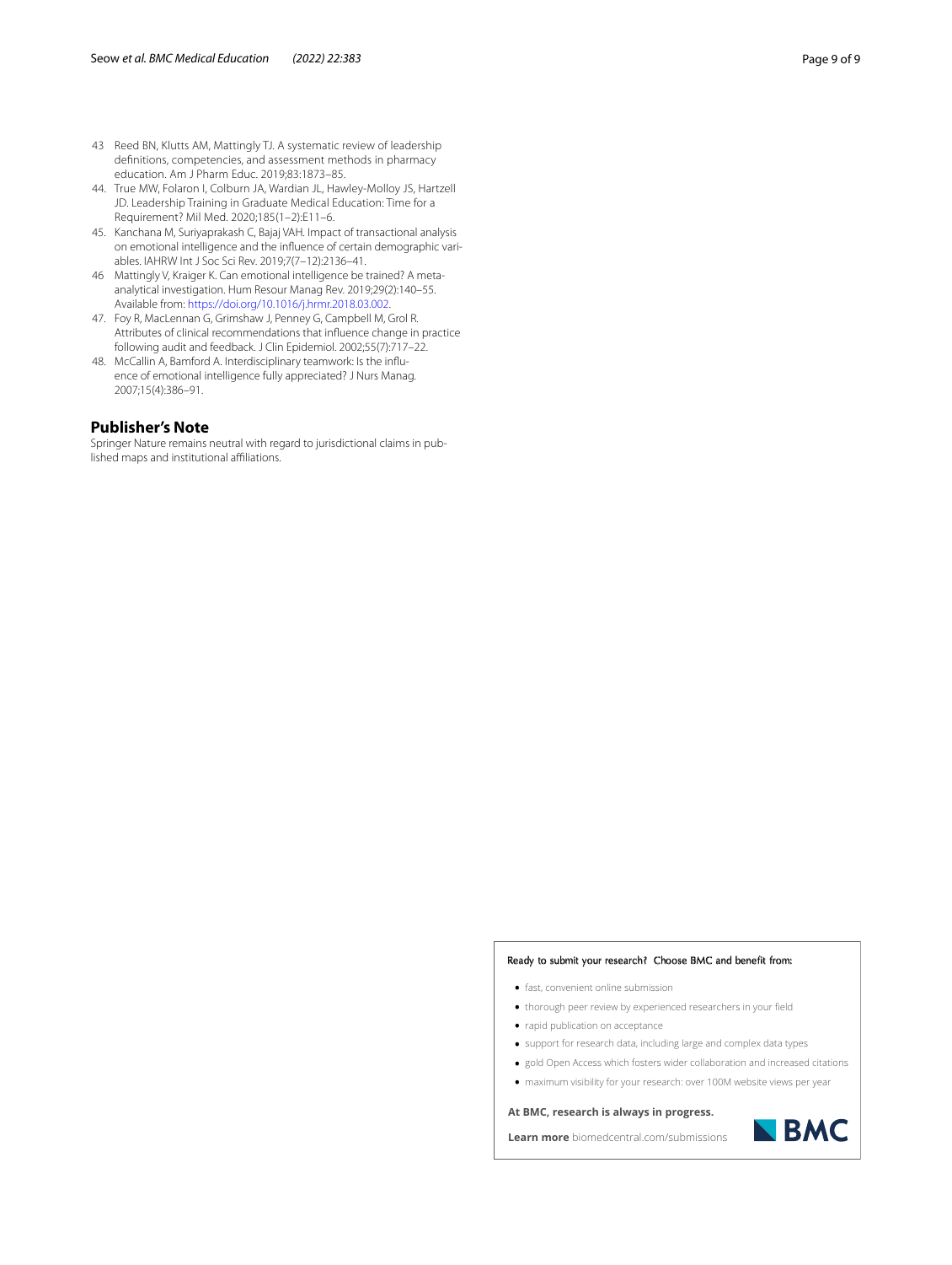43. Reed BN, Klutts AM, Mattingly TJ. A systematic review of leadership definitions, competencies, and assessment methods in pharmacy education. Am J Pharm Educ. 2019;83:1873–85.
44. True MW, Folaron I, Colburn JA, Wardian JL, Hawley-Molloy JS, Hartzell JD. Leadership Training in Graduate Medical Education: Time for a Requirement? Mil Med. 2020;185(1–2):E11–6.
45. Kanchana M, Suriyaprakash C, Bajaj VAH. Impact of transactional analysis on emotional intelligence and the influence of certain demographic variables. IAHRW Int J Soc Sci Rev. 2019;7(7–12):2136–41.
46. Mattingly V, Kraiger K. Can emotional intelligence be trained? A meta-analytical investigation. Hum Resour Manag Rev. 2019;29(2):140–55. Available from: https://doi.org/10.1016/j.hrmr.2018.03.002.
47. Foy R, MacLennan G, Grimshaw J, Penney G, Campbell M, Grol R. Attributes of clinical recommendations that influence change in practice following audit and feedback. J Clin Epidemiol. 2002;55(7):717–22.
48. McCallin A, Bamford A. Interdisciplinary teamwork: Is the influence of emotional intelligence fully appreciated? J Nurs Manag. 2007;15(4):386–91.

## Publisher's Note

Springer Nature remains neutral with regard to jurisdictional claims in published maps and institutional affiliations.

Ready to submit your research? Choose BMC and benefit from:

- fast, convenient online submission
- thorough peer review by experienced researchers in your field
- rapid publication on acceptance
- support for research data, including large and complex data types
- gold Open Access which fosters wider collaboration and increased citations
- maximum visibility for your research: over 100M website views per year

**At BMC, research is always in progress.**

**Learn more** biomedcentral.com/submissions

BMC